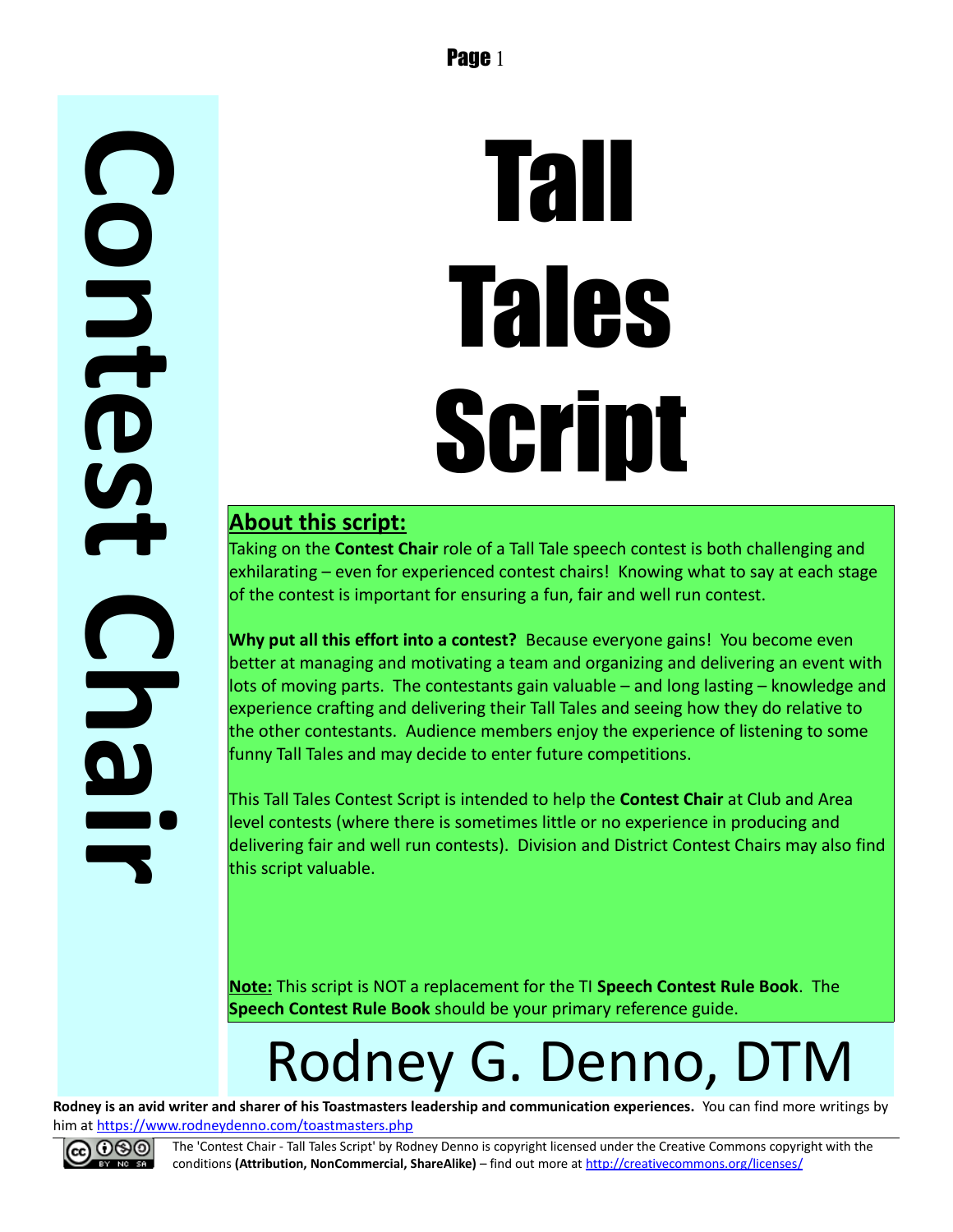# Contest Chair

# Tall Tales Script

## About this script:

Taking on the **Contest Chair** role of a Tall Tale speech contest is both challenging and exhilarating – even for experienced contest chairs! Knowing what to say at each stage of the contest is important for ensuring a fun, fair and well run contest.

**Why put all this effort into a contest?** Because everyone gains! You become even better at managing and motivating a team and organizing and delivering an event with lots of moving parts. The contestants gain valuable – and long lasting – knowledge and experience crafting and delivering their Tall Tales and seeing how they do relative to the other contestants. Audience members enjoy the experience of listening to some funny Tall Tales and may decide to enter future competitions.

This Tall Tales Contest Script is intended to help the **Contest Chair** at Club and Area level contests (where there is sometimes little or no experience in producing and delivering fair and well run contests). Division and District Contest Chairs may also find this script valuable.

**Note:** This script is NOT a replacement for the TI **Speech Contest Rule Book**. The **Speech Contest Rule Book** should be your primary reference guide.

# Rodney G. Denno, DTM

**Rodney is an avid writer and sharer of his Toastmasters leadership and communication experiences.** You can find more writings by him at https://www.rodneydenno.com/toastmasters.php

The 'Contest Chair - Tall Tales Script' by Rodney Denno is copyright licensed under the Creative Commons copyright with the conditions **(Attribution, NonCommercial, ShareAlike)** – find out more at http://creativecommons.org/licenses/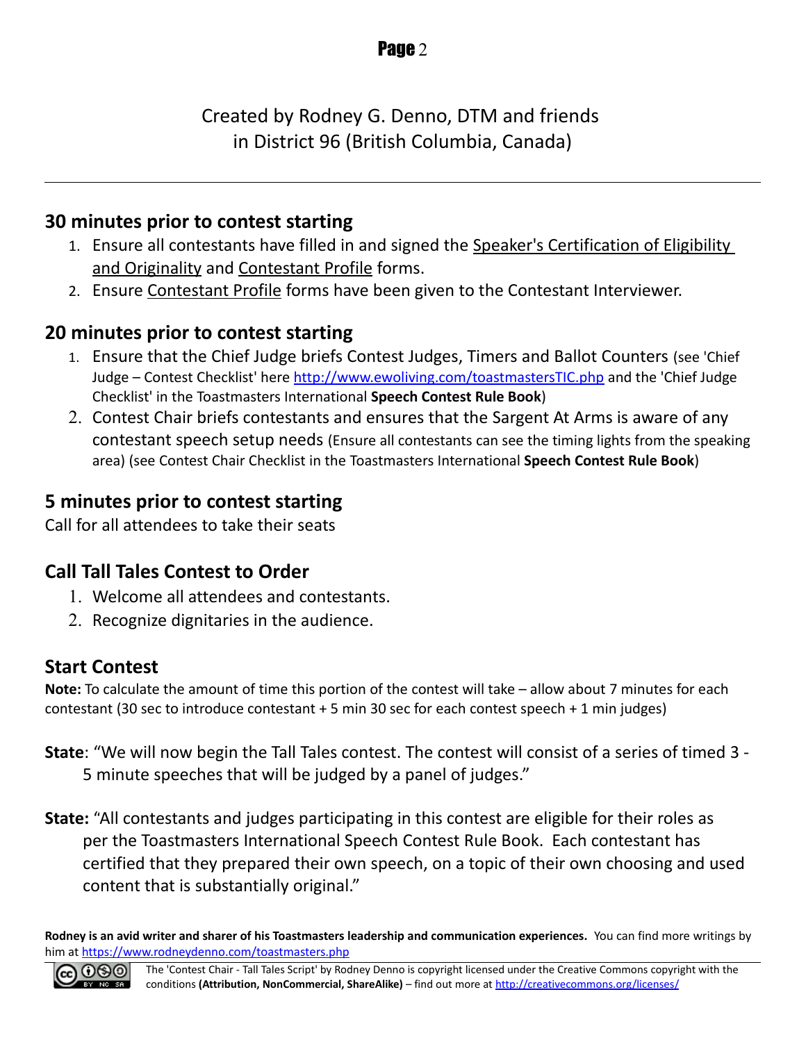Created by Rodney G. Denno, DTM and friends
in District 96 (British Columbia, Canada)

---

## 30 minutes prior to contest starting

1. Ensure all contestants have filled in and signed the Speaker's Certification of Eligibility and Originality and Contestant Profile forms.
2. Ensure Contestant Profile forms have been given to the Contestant Interviewer.

## 20 minutes prior to contest starting

1. Ensure that the Chief Judge briefs Contest Judges, Timers and Ballot Counters (see 'Chief Judge – Contest Checklist' here http://www.ewoliving.com/toastmastersTIC.php and the 'Chief Judge Checklist' in the Toastmasters International **Speech Contest Rule Book**)
2. Contest Chair briefs contestants and ensures that the Sargent At Arms is aware of any contestant speech setup needs (Ensure all contestants can see the timing lights from the speaking area) (see Contest Chair Checklist in the Toastmasters International **Speech Contest Rule Book**)

## 5 minutes prior to contest starting

Call for all attendees to take their seats

## Call Tall Tales Contest to Order

1. Welcome all attendees and contestants.
2. Recognize dignitaries in the audience.

## Start Contest

**Note:** To calculate the amount of time this portion of the contest will take – allow about 7 minutes for each contestant (30 sec to introduce contestant + 5 min 30 sec for each contest speech + 1 min judges)

**State**: "We will now begin the Tall Tales contest. The contest will consist of a series of timed 3 - 5 minute speeches that will be judged by a panel of judges."

**State:** "All contestants and judges participating in this contest are eligible for their roles as per the Toastmasters International Speech Contest Rule Book. Each contestant has certified that they prepared their own speech, on a topic of their own choosing and used content that is substantially original."

**Rodney is an avid writer and sharer of his Toastmasters leadership and communication experiences.** You can find more writings by him at https://www.rodneydenno.com/toastmasters.php

The 'Contest Chair - Tall Tales Script' by Rodney Denno is copyright licensed under the Creative Commons copyright with the conditions **(Attribution, NonCommercial, ShareAlike)** – find out more at http://creativecommons.org/licenses/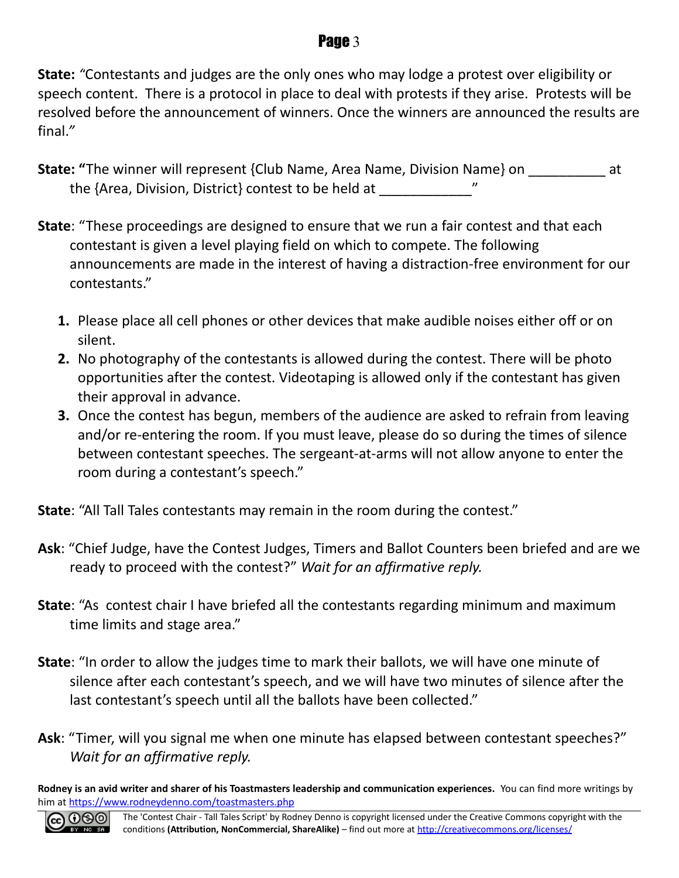**State:** *"Contestants and judges are the only ones who may lodge a protest over eligibility or speech content. There is a protocol in place to deal with protests if they arise. Protests will be resolved before the announcement of winners. Once the winners are announced the results are final."*

**State: "**The winner will represent {Club Name, Area Name, Division Name} on __________ at the {Area, Division, District} contest to be held at ____________"

**State**: "These proceedings are designed to ensure that we run a fair contest and that each contestant is given a level playing field on which to compete. The following announcements are made in the interest of having a distraction-free environment for our contestants."

1. Please place all cell phones or other devices that make audible noises either off or on silent.
2. No photography of the contestants is allowed during the contest. There will be photo opportunities after the contest. Videotaping is allowed only if the contestant has given their approval in advance.
3. Once the contest has begun, members of the audience are asked to refrain from leaving and/or re-entering the room. If you must leave, please do so during the times of silence between contestant speeches. The sergeant-at-arms will not allow anyone to enter the room during a contestant's speech."

**State**: "All Tall Tales contestants may remain in the room during the contest."

**Ask**: "Chief Judge, have the Contest Judges, Timers and Ballot Counters been briefed and are we ready to proceed with the contest?" *Wait for an affirmative reply.*

**State**: "As contest chair I have briefed all the contestants regarding minimum and maximum time limits and stage area."

**State**: "In order to allow the judges time to mark their ballots, we will have one minute of silence after each contestant's speech, and we will have two minutes of silence after the last contestant's speech until all the ballots have been collected."

**Ask**: "Timer, will you signal me when one minute has elapsed between contestant speeches?" *Wait for an affirmative reply.*

**Rodney is an avid writer and sharer of his Toastmasters leadership and communication experiences.** You can find more writings by him at https://www.rodneydenno.com/toastmasters.php

The 'Contest Chair - Tall Tales Script' by Rodney Denno is copyright licensed under the Creative Commons copyright with the conditions **(Attribution, NonCommercial, ShareAlike)** – find out more at http://creativecommons.org/licenses/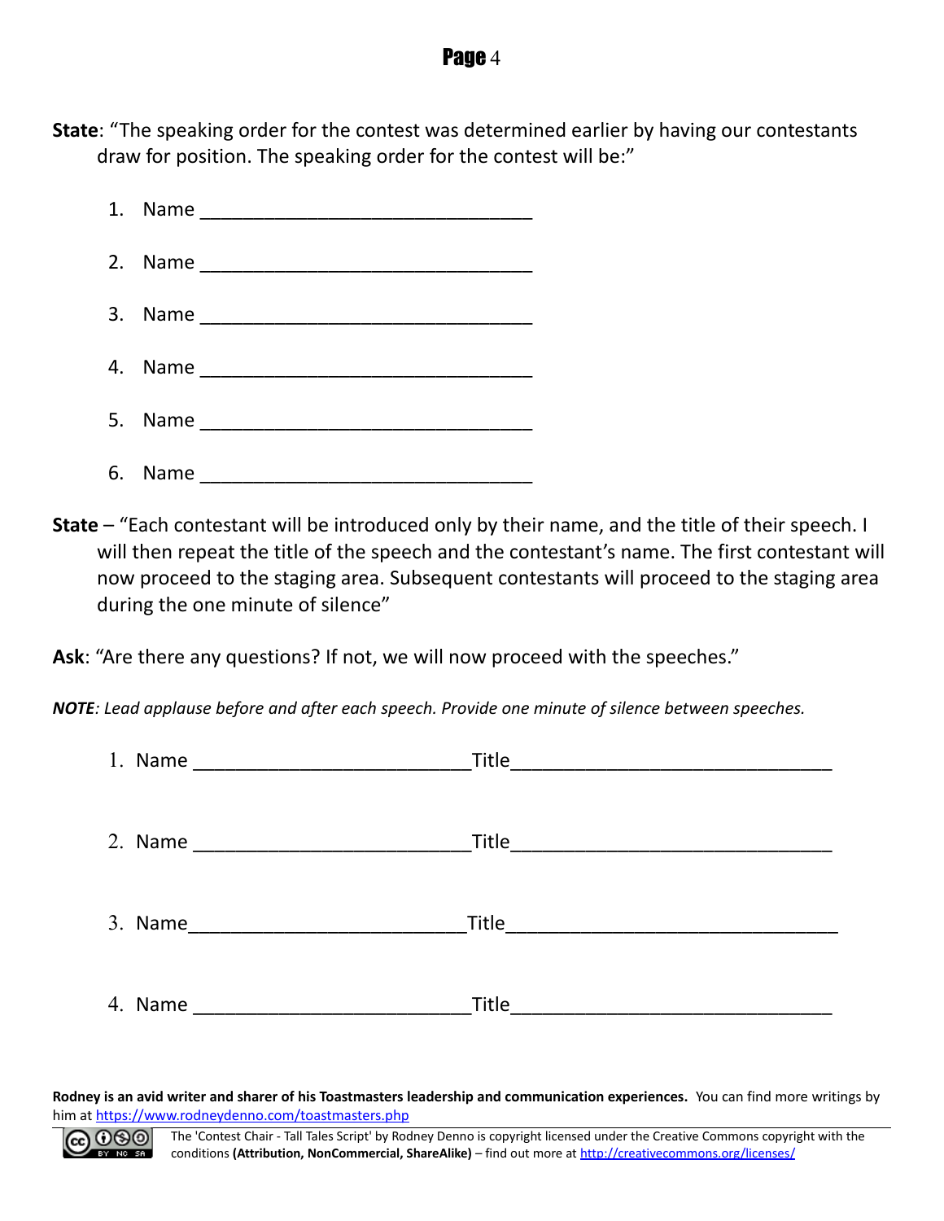**State**: "The speaking order for the contest was determined earlier by having our contestants draw for position. The speaking order for the contest will be:"

1. Name ________________________________
2. Name ________________________________
3. Name ________________________________
4. Name ________________________________
5. Name ________________________________
6. Name ________________________________

**State** – "Each contestant will be introduced only by their name, and the title of their speech. I will then repeat the title of the speech and the contestant's name. The first contestant will now proceed to the staging area. Subsequent contestants will proceed to the staging area during the one minute of silence"

**Ask**: "Are there any questions? If not, we will now proceed with the speeches."

***NOTE****: Lead applause before and after each speech. Provide one minute of silence between speeches.*

1. Name ___________________________Title_______________________________
2. Name ___________________________Title_______________________________
3. Name___________________________Title________________________________
4. Name ___________________________Title_______________________________

**Rodney is an avid writer and sharer of his Toastmasters leadership and communication experiences.** You can find more writings by him at https://www.rodneydenno.com/toastmasters.php

The 'Contest Chair - Tall Tales Script' by Rodney Denno is copyright licensed under the Creative Commons copyright with the conditions **(Attribution, NonCommercial, ShareAlike)** – find out more at http://creativecommons.org/licenses/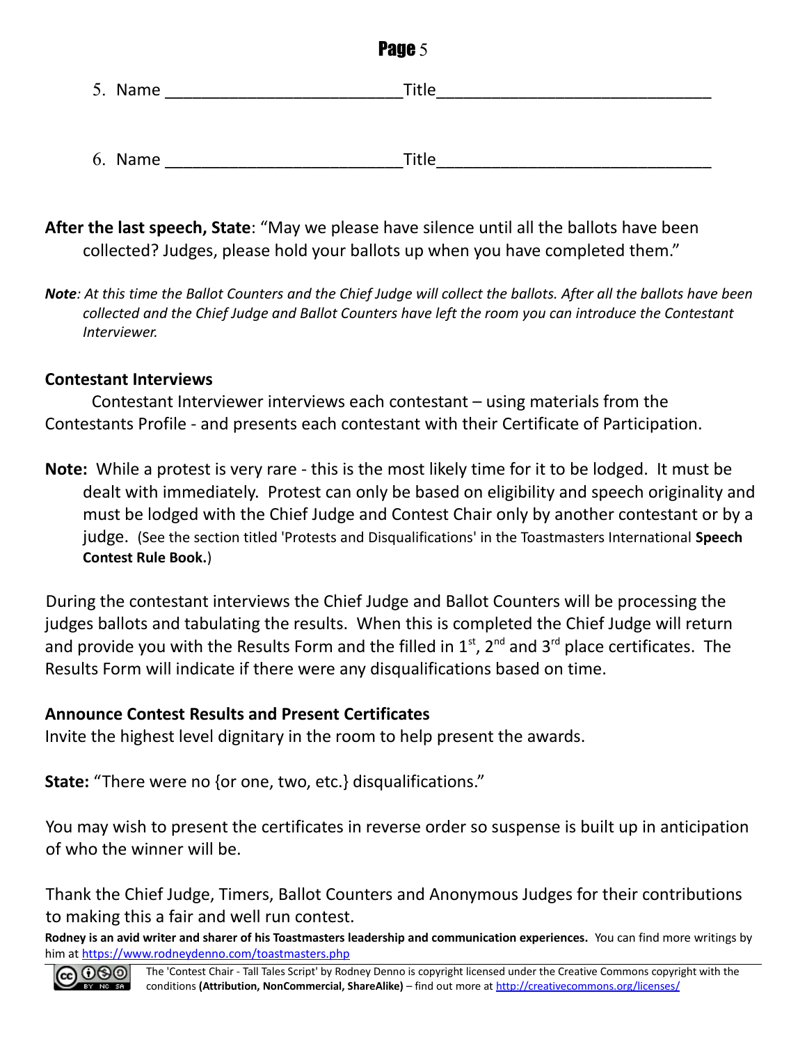5. Name ___________________________ Title_______________________________

6. Name ___________________________ Title_______________________________

**After the last speech, State**: "May we please have silence until all the ballots have been collected? Judges, please hold your ballots up when you have completed them."

***Note****: At this time the Ballot Counters and the Chief Judge will collect the ballots. After all the ballots have been collected and the Chief Judge and Ballot Counters have left the room you can introduce the Contestant Interviewer.*

**Contestant Interviews**

Contestant Interviewer interviews each contestant – using materials from the Contestants Profile - and presents each contestant with their Certificate of Participation.

**Note:** While a protest is very rare - this is the most likely time for it to be lodged. It must be dealt with immediately. Protest can only be based on eligibility and speech originality and must be lodged with the Chief Judge and Contest Chair only by another contestant or by a judge. (See the section titled 'Protests and Disqualifications' in the Toastmasters International **Speech Contest Rule Book.**)

During the contestant interviews the Chief Judge and Ballot Counters will be processing the judges ballots and tabulating the results. When this is completed the Chief Judge will return and provide you with the Results Form and the filled in 1st, 2nd and 3rd place certificates. The Results Form will indicate if there were any disqualifications based on time.

**Announce Contest Results and Present Certificates**

Invite the highest level dignitary in the room to help present the awards.

**State:** "There were no {or one, two, etc.} disqualifications."

You may wish to present the certificates in reverse order so suspense is built up in anticipation of who the winner will be.

Thank the Chief Judge, Timers, Ballot Counters and Anonymous Judges for their contributions to making this a fair and well run contest.

**Rodney is an avid writer and sharer of his Toastmasters leadership and communication experiences.** You can find more writings by him at https://www.rodneydenno.com/toastmasters.php

The 'Contest Chair - Tall Tales Script' by Rodney Denno is copyright licensed under the Creative Commons copyright with the conditions **(Attribution, NonCommercial, ShareAlike)** – find out more at http://creativecommons.org/licenses/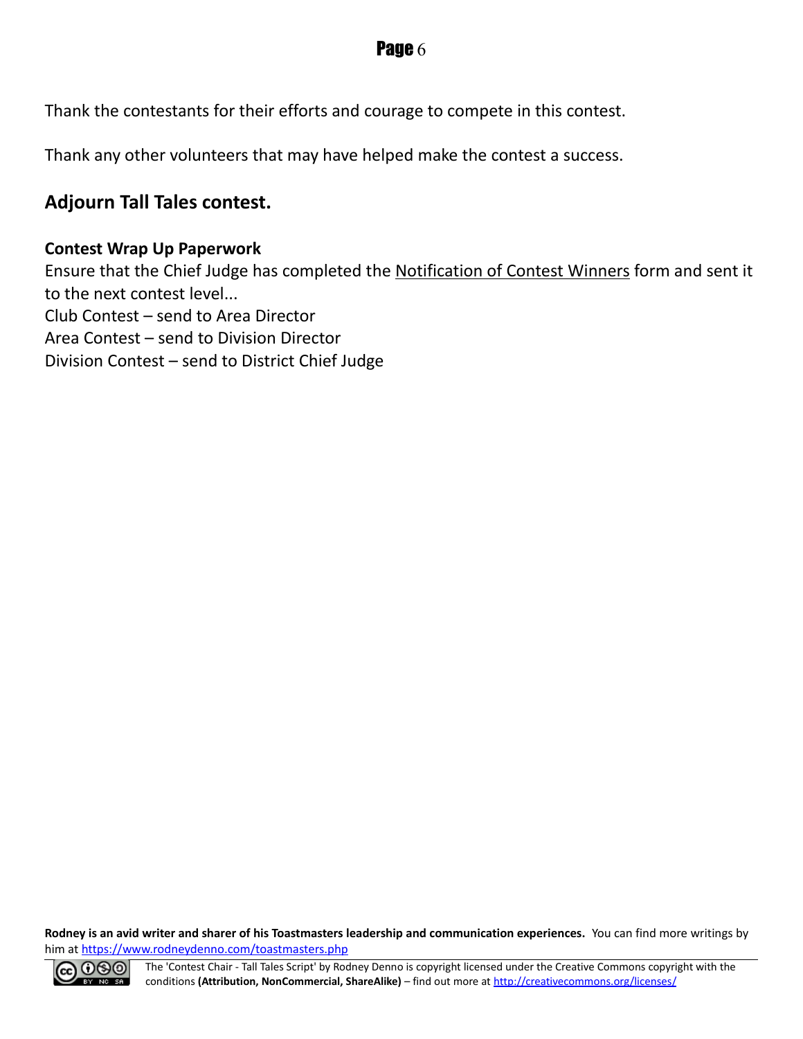Thank the contestants for their efforts and courage to compete in this contest.

Thank any other volunteers that may have helped make the contest a success.

## Adjourn Tall Tales contest.

**Contest Wrap Up Paperwork**

Ensure that the Chief Judge has completed the Notification of Contest Winners form and sent it to the next contest level...
Club Contest – send to Area Director
Area Contest – send to Division Director
Division Contest – send to District Chief Judge

**Rodney is an avid writer and sharer of his Toastmasters leadership and communication experiences.** You can find more writings by him at https://www.rodneydenno.com/toastmasters.php

The 'Contest Chair - Tall Tales Script' by Rodney Denno is copyright licensed under the Creative Commons copyright with the conditions **(Attribution, NonCommercial, ShareAlike)** – find out more at http://creativecommons.org/licenses/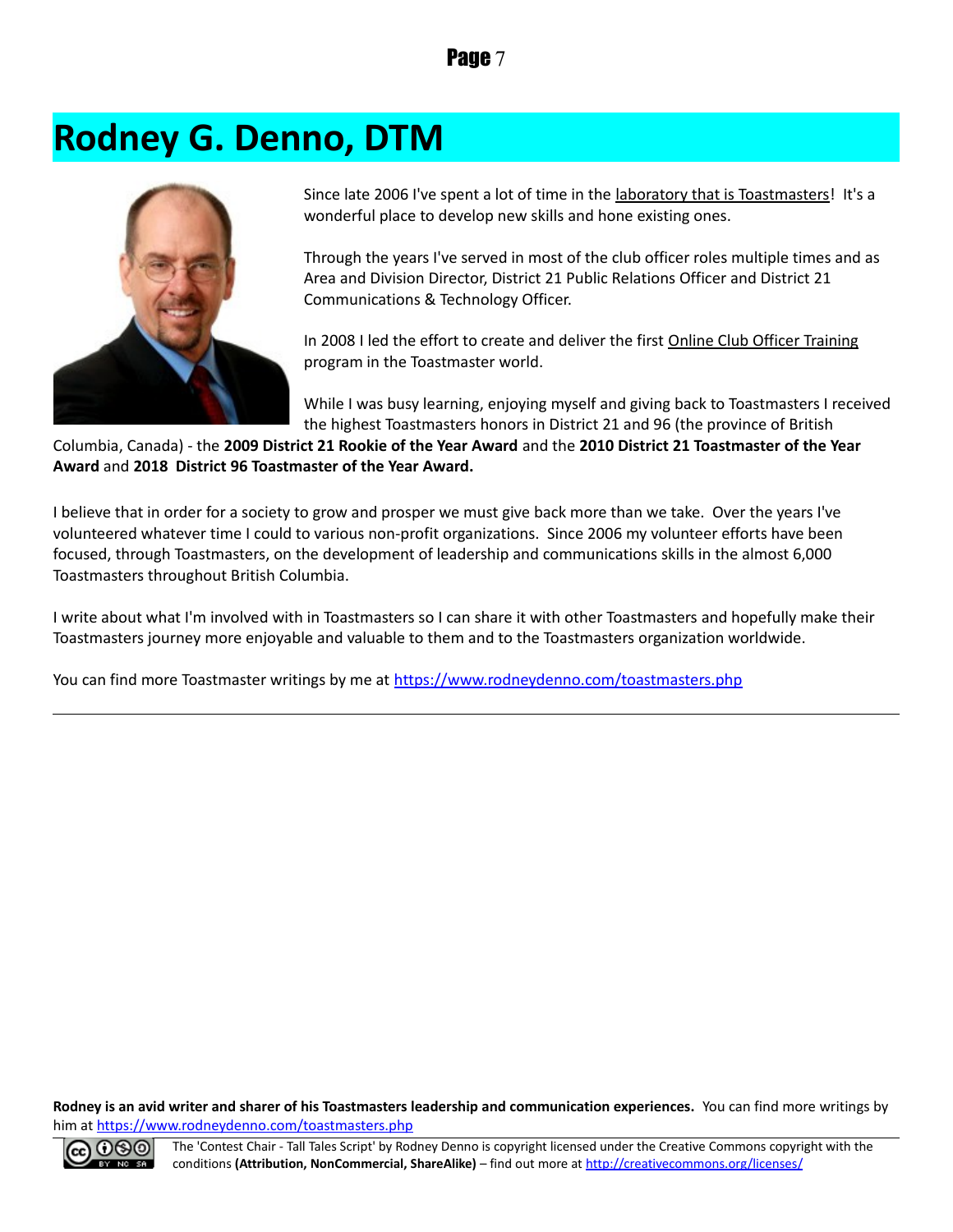# Rodney G. Denno, DTM

Since late 2006 I've spent a lot of time in the laboratory that is Toastmasters! It's a wonderful place to develop new skills and hone existing ones.

Through the years I've served in most of the club officer roles multiple times and as Area and Division Director, District 21 Public Relations Officer and District 21 Communications & Technology Officer.

In 2008 I led the effort to create and deliver the first Online Club Officer Training program in the Toastmaster world.

While I was busy learning, enjoying myself and giving back to Toastmasters I received the highest Toastmasters honors in District 21 and 96 (the province of British Columbia, Canada) - the **2009 District 21 Rookie of the Year Award** and the **2010 District 21 Toastmaster of the Year Award** and **2018 District 96 Toastmaster of the Year Award.**

I believe that in order for a society to grow and prosper we must give back more than we take. Over the years I've volunteered whatever time I could to various non-profit organizations. Since 2006 my volunteer efforts have been focused, through Toastmasters, on the development of leadership and communications skills in the almost 6,000 Toastmasters throughout British Columbia.

I write about what I'm involved with in Toastmasters so I can share it with other Toastmasters and hopefully make their Toastmasters journey more enjoyable and valuable to them and to the Toastmasters organization worldwide.

You can find more Toastmaster writings by me at https://www.rodneydenno.com/toastmasters.php

---

**Rodney is an avid writer and sharer of his Toastmasters leadership and communication experiences.** You can find more writings by him at https://www.rodneydenno.com/toastmasters.php

The 'Contest Chair - Tall Tales Script' by Rodney Denno is copyright licensed under the Creative Commons copyright with the conditions **(Attribution, NonCommercial, ShareAlike)** – find out more at http://creativecommons.org/licenses/